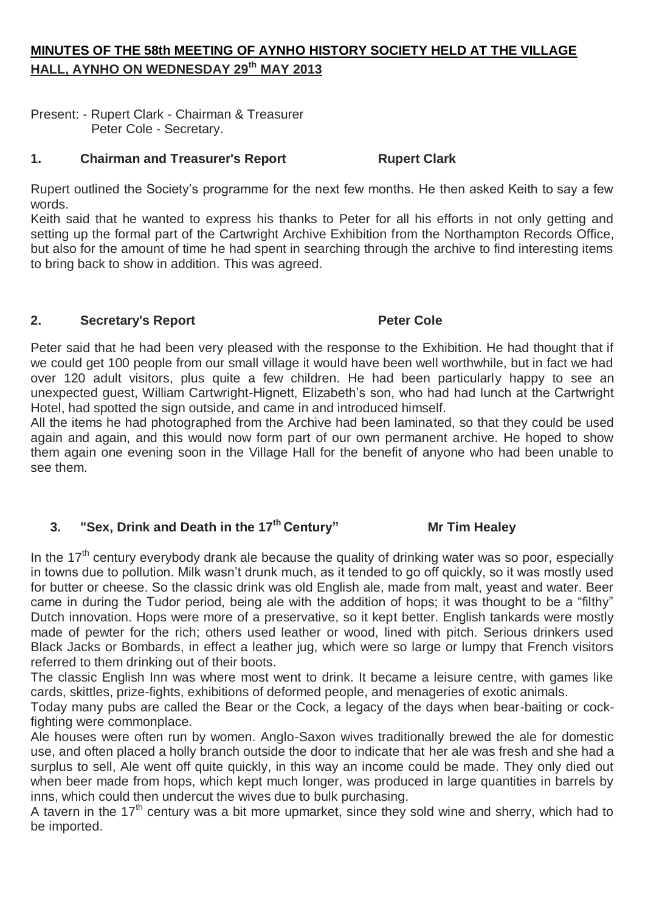# MINUTES OF THE 58th MEETING OF AYNHO HISTORY SOCIETY HELD AT THE VILLAGE HALL, AYNHO ON WEDNESDAY 29th MAY 2013

Present: - Rupert Clark - Chairman & Treasurer
Peter Cole - Secretary.

## 1. Chairman and Treasurer's Report — Rupert Clark

Rupert outlined the Society's programme for the next few months. He then asked Keith to say a few words.

Keith said that he wanted to express his thanks to Peter for all his efforts in not only getting and setting up the formal part of the Cartwright Archive Exhibition from the Northampton Records Office, but also for the amount of time he had spent in searching through the archive to find interesting items to bring back to show in addition. This was agreed.

## 2. Secretary's Report — Peter Cole

Peter said that he had been very pleased with the response to the Exhibition. He had thought that if we could get 100 people from our small village it would have been well worthwhile, but in fact we had over 120 adult visitors, plus quite a few children. He had been particularly happy to see an unexpected guest, William Cartwright-Hignett, Elizabeth's son, who had had lunch at the Cartwright Hotel, had spotted the sign outside, and came in and introduced himself.

All the items he had photographed from the Archive had been laminated, so that they could be used again and again, and this would now form part of our own permanent archive. He hoped to show them again one evening soon in the Village Hall for the benefit of anyone who had been unable to see them.

## 3. "Sex, Drink and Death in the 17th Century" — Mr Tim Healey

In the 17th century everybody drank ale because the quality of drinking water was so poor, especially in towns due to pollution. Milk wasn't drunk much, as it tended to go off quickly, so it was mostly used for butter or cheese. So the classic drink was old English ale, made from malt, yeast and water. Beer came in during the Tudor period, being ale with the addition of hops; it was thought to be a "filthy" Dutch innovation. Hops were more of a preservative, so it kept better. English tankards were mostly made of pewter for the rich; others used leather or wood, lined with pitch. Serious drinkers used Black Jacks or Bombards, in effect a leather jug, which were so large or lumpy that French visitors referred to them drinking out of their boots.

The classic English Inn was where most went to drink. It became a leisure centre, with games like cards, skittles, prize-fights, exhibitions of deformed people, and menageries of exotic animals.

Today many pubs are called the Bear or the Cock, a legacy of the days when bear-baiting or cock-fighting were commonplace.

Ale houses were often run by women. Anglo-Saxon wives traditionally brewed the ale for domestic use, and often placed a holly branch outside the door to indicate that her ale was fresh and she had a surplus to sell, Ale went off quite quickly, in this way an income could be made. They only died out when beer made from hops, which kept much longer, was produced in large quantities in barrels by inns, which could then undercut the wives due to bulk purchasing.

A tavern in the 17th century was a bit more upmarket, since they sold wine and sherry, which had to be imported.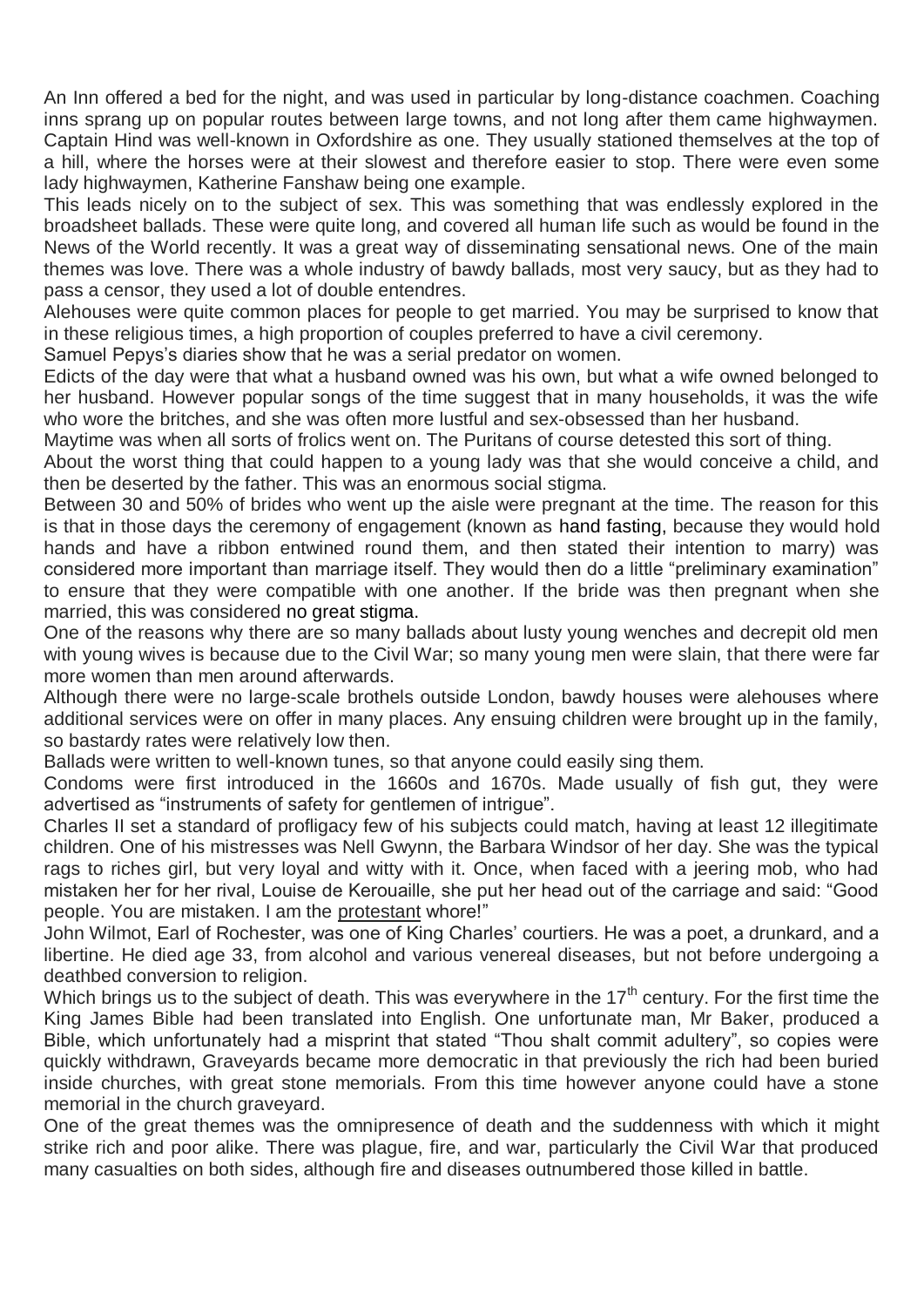An Inn offered a bed for the night, and was used in particular by long-distance coachmen. Coaching inns sprang up on popular routes between large towns, and not long after them came highwaymen. Captain Hind was well-known in Oxfordshire as one. They usually stationed themselves at the top of a hill, where the horses were at their slowest and therefore easier to stop. There were even some lady highwaymen, Katherine Fanshaw being one example.

This leads nicely on to the subject of sex. This was something that was endlessly explored in the broadsheet ballads. These were quite long, and covered all human life such as would be found in the News of the World recently. It was a great way of disseminating sensational news. One of the main themes was love. There was a whole industry of bawdy ballads, most very saucy, but as they had to pass a censor, they used a lot of double entendres.

Alehouses were quite common places for people to get married. You may be surprised to know that in these religious times, a high proportion of couples preferred to have a civil ceremony.

Samuel Pepys's diaries show that he was a serial predator on women.

Edicts of the day were that what a husband owned was his own, but what a wife owned belonged to her husband. However popular songs of the time suggest that in many households, it was the wife who wore the britches, and she was often more lustful and sex-obsessed than her husband.

Maytime was when all sorts of frolics went on. The Puritans of course detested this sort of thing.

About the worst thing that could happen to a young lady was that she would conceive a child, and then be deserted by the father. This was an enormous social stigma.

Between 30 and 50% of brides who went up the aisle were pregnant at the time. The reason for this is that in those days the ceremony of engagement (known as hand fasting, because they would hold hands and have a ribbon entwined round them, and then stated their intention to marry) was considered more important than marriage itself. They would then do a little "preliminary examination" to ensure that they were compatible with one another. If the bride was then pregnant when she married, this was considered no great stigma.

One of the reasons why there are so many ballads about lusty young wenches and decrepit old men with young wives is because due to the Civil War; so many young men were slain, that there were far more women than men around afterwards.

Although there were no large-scale brothels outside London, bawdy houses were alehouses where additional services were on offer in many places. Any ensuing children were brought up in the family, so bastardy rates were relatively low then.

Ballads were written to well-known tunes, so that anyone could easily sing them.

Condoms were first introduced in the 1660s and 1670s. Made usually of fish gut, they were advertised as "instruments of safety for gentlemen of intrigue".

Charles II set a standard of profligacy few of his subjects could match, having at least 12 illegitimate children. One of his mistresses was Nell Gwynn, the Barbara Windsor of her day. She was the typical rags to riches girl, but very loyal and witty with it. Once, when faced with a jeering mob, who had mistaken her for her rival, Louise de Kerouaille, she put her head out of the carriage and said: "Good people. You are mistaken. I am the protestant whore!"

John Wilmot, Earl of Rochester, was one of King Charles' courtiers. He was a poet, a drunkard, and a libertine. He died age 33, from alcohol and various venereal diseases, but not before undergoing a deathbed conversion to religion.

Which brings us to the subject of death. This was everywhere in the 17th century. For the first time the King James Bible had been translated into English. One unfortunate man, Mr Baker, produced a Bible, which unfortunately had a misprint that stated "Thou shalt commit adultery", so copies were quickly withdrawn, Graveyards became more democratic in that previously the rich had been buried inside churches, with great stone memorials. From this time however anyone could have a stone memorial in the church graveyard.

One of the great themes was the omnipresence of death and the suddenness with which it might strike rich and poor alike. There was plague, fire, and war, particularly the Civil War that produced many casualties on both sides, although fire and diseases outnumbered those killed in battle.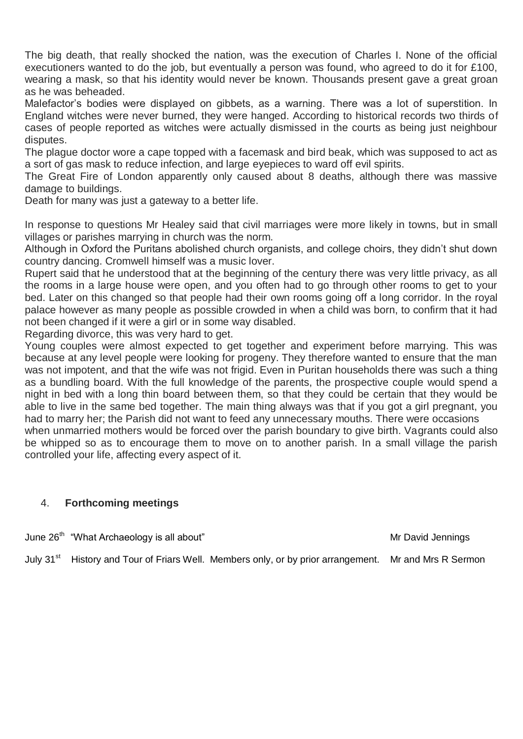The big death, that really shocked the nation, was the execution of Charles I. None of the official executioners wanted to do the job, but eventually a person was found, who agreed to do it for £100, wearing a mask, so that his identity would never be known. Thousands present gave a great groan as he was beheaded.

Malefactor's bodies were displayed on gibbets, as a warning. There was a lot of superstition. In England witches were never burned, they were hanged. According to historical records two thirds of cases of people reported as witches were actually dismissed in the courts as being just neighbour disputes.

The plague doctor wore a cape topped with a facemask and bird beak, which was supposed to act as a sort of gas mask to reduce infection, and large eyepieces to ward off evil spirits.

The Great Fire of London apparently only caused about 8 deaths, although there was massive damage to buildings.

Death for many was just a gateway to a better life.

In response to questions Mr Healey said that civil marriages were more likely in towns, but in small villages or parishes marrying in church was the norm.

Although in Oxford the Puritans abolished church organists, and college choirs, they didn't shut down country dancing. Cromwell himself was a music lover.

Rupert said that he understood that at the beginning of the century there was very little privacy, as all the rooms in a large house were open, and you often had to go through other rooms to get to your bed. Later on this changed so that people had their own rooms going off a long corridor. In the royal palace however as many people as possible crowded in when a child was born, to confirm that it had not been changed if it were a girl or in some way disabled.

Regarding divorce, this was very hard to get.

Young couples were almost expected to get together and experiment before marrying. This was because at any level people were looking for progeny. They therefore wanted to ensure that the man was not impotent, and that the wife was not frigid. Even in Puritan households there was such a thing as a bundling board. With the full knowledge of the parents, the prospective couple would spend a night in bed with a long thin board between them, so that they could be certain that they would be able to live in the same bed together. The main thing always was that if you got a girl pregnant, you had to marry her; the Parish did not want to feed any unnecessary mouths. There were occasions when unmarried mothers would be forced over the parish boundary to give birth. Vagrants could also be whipped so as to encourage them to move on to another parish. In a small village the parish controlled your life, affecting every aspect of it.

## 4. **Forthcoming meetings**

June 26th "What Archaeology is all about" — Mr David Jennings

July 31st History and Tour of Friars Well. Members only, or by prior arrangement. — Mr and Mrs R Sermon